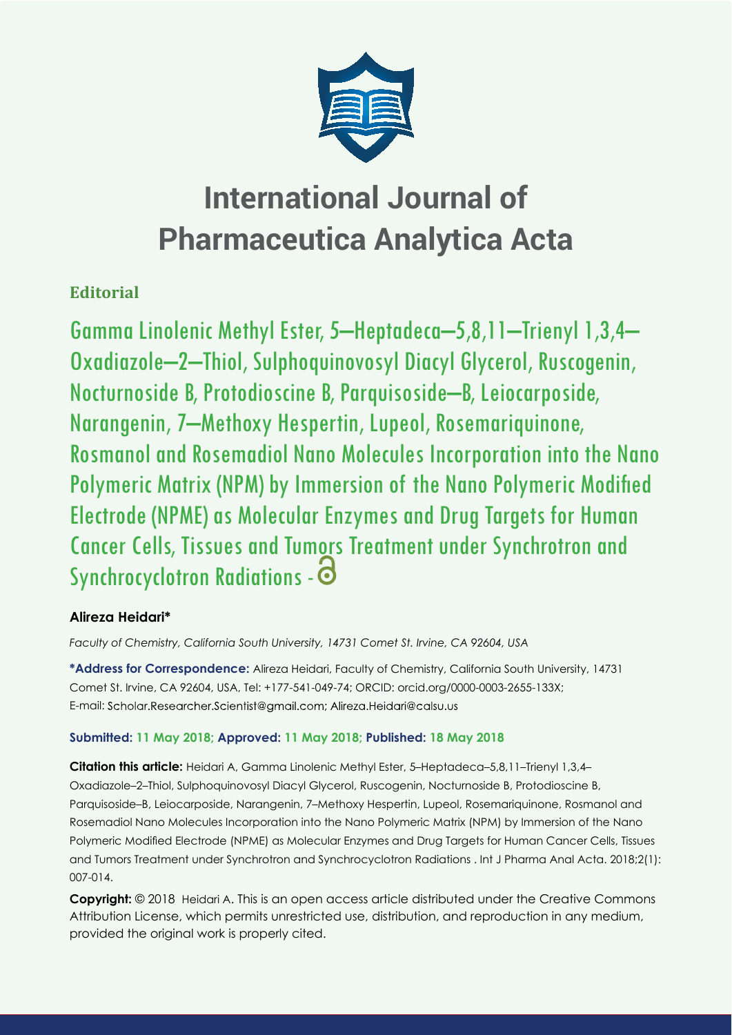# International Journal of Pharmaceutica Analytica Acta

**Editorial**

## Gamma Linolenic Methyl Ester, 5–Heptadeca–5,8,11–Trienyl 1,3,4–Oxadiazole–2–Thiol, Sulphoquinovosyl Diacyl Glycerol, Ruscogenin, Nocturnoside B, Protodioscine B, Parquisoside–B, Leiocarposide, Narangenin, 7–Methoxy Hespertin, Lupeol, Rosemariquinone, Rosmanol and Rosemadiol Nano Molecules Incorporation into the Nano Polymeric Matrix (NPM) by Immersion of the Nano Polymeric Modified Electrode (NPME) as Molecular Enzymes and Drug Targets for Human Cancer Cells, Tissues and Tumors Treatment under Synchrotron and Synchrocyclotron Radiations -

**Alireza Heidari***

*Faculty of Chemistry, California South University, 14731 Comet St. Irvine, CA 92604, USA*

**\*Address for Correspondence:** Alireza Heidari, Faculty of Chemistry, California South University, 14731 Comet St. Irvine, CA 92604, USA, Tel: +177-541-049-74; ORCID: orcid.org/0000-0003-2655-133X; E-mail: Scholar.Researcher.Scientist@gmail.com; Alireza.Heidari@calsu.us

**Submitted: 11 May 2018; Approved: 11 May 2018; Published: 18 May 2018**

**Citation this article:** Heidari A, Gamma Linolenic Methyl Ester, 5–Heptadeca–5,8,11–Trienyl 1,3,4–Oxadiazole–2–Thiol, Sulphoquinovosyl Diacyl Glycerol, Ruscogenin, Nocturnoside B, Protodioscine B, Parquisoside–B, Leiocarposide, Narangenin, 7–Methoxy Hespertin, Lupeol, Rosemariquinone, Rosmanol and Rosemadiol Nano Molecules Incorporation into the Nano Polymeric Matrix (NPM) by Immersion of the Nano Polymeric Modified Electrode (NPME) as Molecular Enzymes and Drug Targets for Human Cancer Cells, Tissues and Tumors Treatment under Synchrotron and Synchrocyclotron Radiations . Int J Pharma Anal Acta. 2018;2(1): 007-014.

**Copyright:** © 2018 Heidari A. This is an open access article distributed under the Creative Commons Attribution License, which permits unrestricted use, distribution, and reproduction in any medium, provided the original work is properly cited.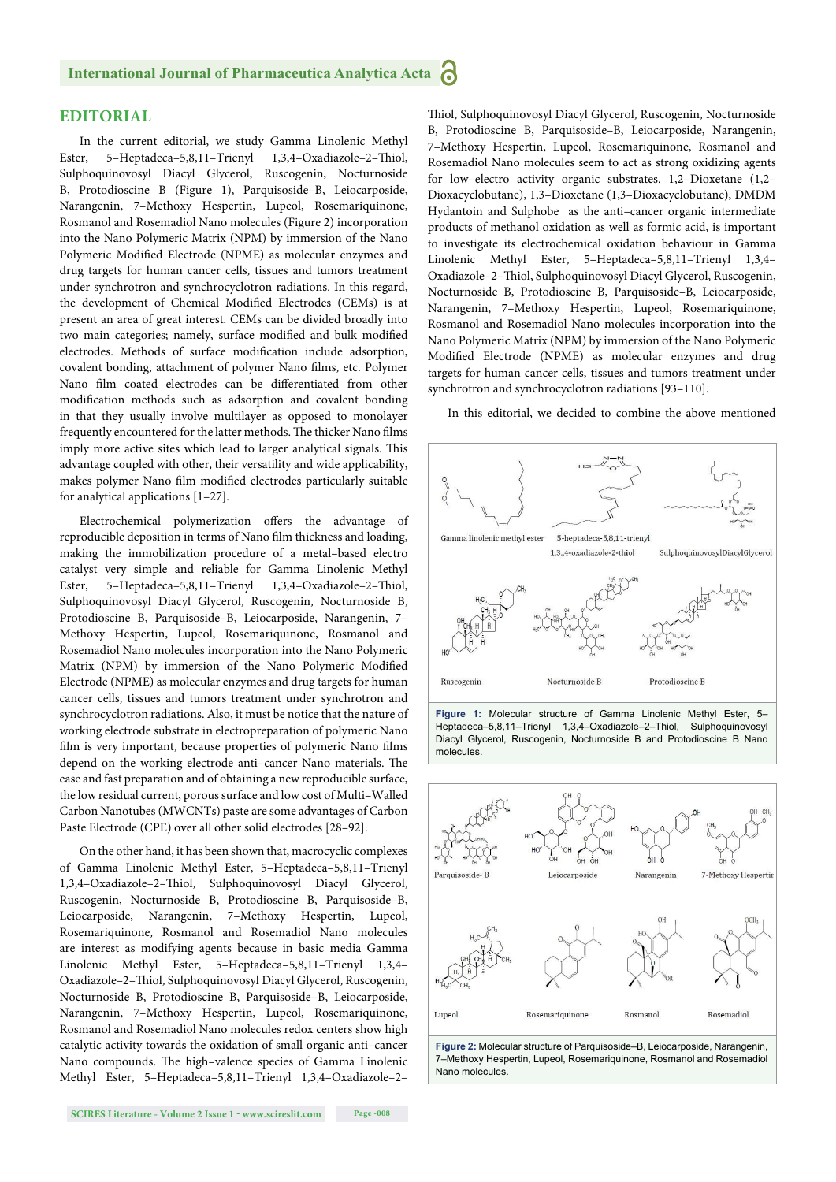## EDITORIAL

In the current editorial, we study Gamma Linolenic Methyl Ester, 5–Heptadeca–5,8,11–Trienyl 1,3,4–Oxadiazole–2–Thiol, Sulphoquinovosyl Diacyl Glycerol, Ruscogenin, Nocturnoside B, Protodioscine B (Figure 1), Parquisoside–B, Leiocarposide, Narangenin, 7–Methoxy Hespertin, Lupeol, Rosemariquinone, Rosmanol and Rosemadiol Nano molecules (Figure 2) incorporation into the Nano Polymeric Matrix (NPM) by immersion of the Nano Polymeric Modified Electrode (NPME) as molecular enzymes and drug targets for human cancer cells, tissues and tumors treatment under synchrotron and synchrocyclotron radiations. In this regard, the development of Chemical Modified Electrodes (CEMs) is at present an area of great interest. CEMs can be divided broadly into two main categories; namely, surface modified and bulk modified electrodes. Methods of surface modification include adsorption, covalent bonding, attachment of polymer Nano films, etc. Polymer Nano film coated electrodes can be differentiated from other modification methods such as adsorption and covalent bonding in that they usually involve multilayer as opposed to monolayer frequently encountered for the latter methods. The thicker Nano films imply more active sites which lead to larger analytical signals. This advantage coupled with other, their versatility and wide applicability, makes polymer Nano film modified electrodes particularly suitable for analytical applications [1–27].

Electrochemical polymerization offers the advantage of reproducible deposition in terms of Nano film thickness and loading, making the immobilization procedure of a metal–based electro catalyst very simple and reliable for Gamma Linolenic Methyl Ester, 5–Heptadeca–5,8,11–Trienyl 1,3,4–Oxadiazole–2–Thiol, Sulphoquinovosyl Diacyl Glycerol, Ruscogenin, Nocturnoside B, Protodioscine B, Parquisoside–B, Leiocarposide, Narangenin, 7–Methoxy Hespertin, Lupeol, Rosemariquinone, Rosmanol and Rosemadiol Nano molecules incorporation into the Nano Polymeric Matrix (NPM) by immersion of the Nano Polymeric Modified Electrode (NPME) as molecular enzymes and drug targets for human cancer cells, tissues and tumors treatment under synchrotron and synchrocyclotron radiations. Also, it must be notice that the nature of working electrode substrate in electropreparation of polymeric Nano film is very important, because properties of polymeric Nano films depend on the working electrode anti–cancer Nano materials. The ease and fast preparation and of obtaining a new reproducible surface, the low residual current, porous surface and low cost of Multi–Walled Carbon Nanotubes (MWCNTs) paste are some advantages of Carbon Paste Electrode (CPE) over all other solid electrodes [28–92].

On the other hand, it has been shown that, macrocyclic complexes of Gamma Linolenic Methyl Ester, 5–Heptadeca–5,8,11–Trienyl 1,3,4–Oxadiazole–2–Thiol, Sulphoquinovosyl Diacyl Glycerol, Ruscogenin, Nocturnoside B, Protodioscine B, Parquisoside–B, Leiocarposide, Narangenin, 7–Methoxy Hespertin, Lupeol, Rosemariquinone, Rosmanol and Rosemadiol Nano molecules are interest as modifying agents because in basic media Gamma Linolenic Methyl Ester, 5–Heptadeca–5,8,11–Trienyl 1,3,4–Oxadiazole–2–Thiol, Sulphoquinovosyl Diacyl Glycerol, Ruscogenin, Nocturnoside B, Protodioscine B, Parquisoside–B, Leiocarposide, Narangenin, 7–Methoxy Hespertin, Lupeol, Rosemariquinone, Rosmanol and Rosemadiol Nano molecules redox centers show high catalytic activity towards the oxidation of small organic anti–cancer Nano compounds. The high–valence species of Gamma Linolenic Methyl Ester, 5–Heptadeca–5,8,11–Trienyl 1,3,4–Oxadiazole–2–Thiol, Sulphoquinovosyl Diacyl Glycerol, Ruscogenin, Nocturnoside B, Protodioscine B, Parquisoside–B, Leiocarposide, Narangenin, 7–Methoxy Hespertin, Lupeol, Rosemariquinone, Rosmanol and Rosemadiol Nano molecules seem to act as strong oxidizing agents for low–electro activity organic substrates. 1,2–Dioxetane (1,2–Dioxacyclobutane), 1,3–Dioxetane (1,3–Dioxacyclobutane), DMDM Hydantoin and Sulphobe as the anti–cancer organic intermediate products of methanol oxidation as well as formic acid, is important to investigate its electrochemical oxidation behaviour in Gamma Linolenic Methyl Ester, 5–Heptadeca–5,8,11–Trienyl 1,3,4–Oxadiazole–2–Thiol, Sulphoquinovosyl Diacyl Glycerol, Ruscogenin, Nocturnoside B, Protodioscine B, Parquisoside–B, Leiocarposide, Narangenin, 7–Methoxy Hespertin, Lupeol, Rosemariquinone, Rosmanol and Rosemadiol Nano molecules incorporation into the Nano Polymeric Matrix (NPM) by immersion of the Nano Polymeric Modified Electrode (NPME) as molecular enzymes and drug targets for human cancer cells, tissues and tumors treatment under synchrotron and synchrocyclotron radiations [93–110].

In this editorial, we decided to combine the above mentioned

Gamma linolenic methyl ester | 5-heptadeca-5,8,11-trienyl 1,3,4-oxadiazole-2-thiol | SulphoquinovosylDiacylGlycerol | Ruscogenin | Nocturnoside B | Protodioscine B

**Figure 1:** Molecular structure of Gamma Linolenic Methyl Ester, 5–Heptadeca–5,8,11–Trienyl 1,3,4–Oxadiazole–2–Thiol, Sulphoquinovosyl Diacyl Glycerol, Ruscogenin, Nocturnoside B and Protodioscine B Nano molecules.

Parquisoside- B | Leiocarposide | Narangenin | 7-Methoxy Hespertin | Lupeol | Rosemariquinone | Rosmanol | Rosemadiol

**Figure 2:** Molecular structure of Parquisoside–B, Leiocarposide, Narangenin, 7–Methoxy Hespertin, Lupeol, Rosemariquinone, Rosmanol and Rosemadiol Nano molecules.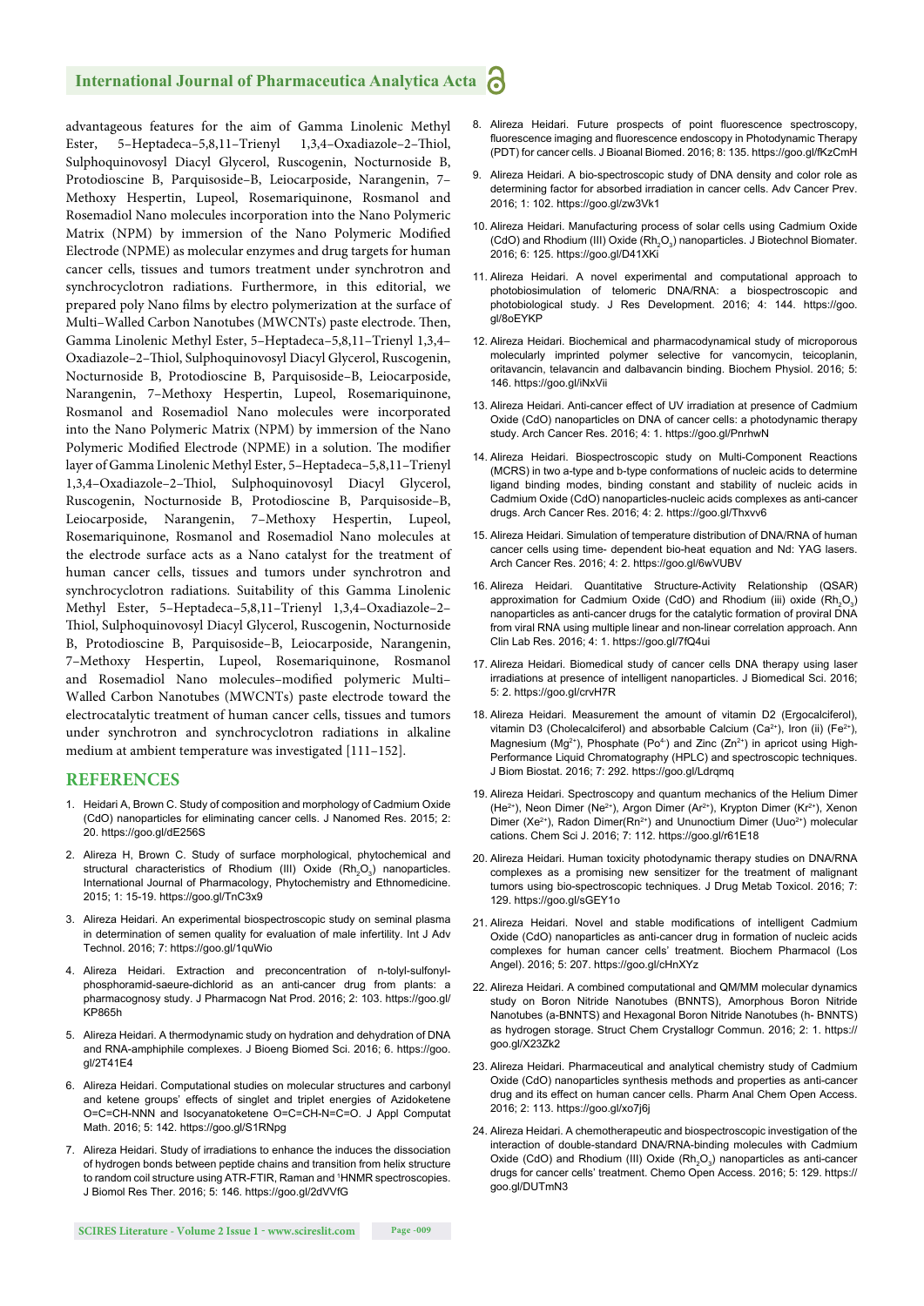advantageous features for the aim of Gamma Linolenic Methyl Ester, 5–Heptadeca–5,8,11–Trienyl 1,3,4–Oxadiazole–2–Thiol, Sulphoquinovosyl Diacyl Glycerol, Ruscogenin, Nocturnoside B, Protodioscine B, Parquisoside–B, Leiocarposide, Narangenin, 7–Methoxy Hespertin, Lupeol, Rosemariquinone, Rosmanol and Rosemadiol Nano molecules incorporation into the Nano Polymeric Matrix (NPM) by immersion of the Nano Polymeric Modified Electrode (NPME) as molecular enzymes and drug targets for human cancer cells, tissues and tumors treatment under synchrotron and synchrocyclotron radiations. Furthermore, in this editorial, we prepared poly Nano films by electro polymerization at the surface of Multi–Walled Carbon Nanotubes (MWCNTs) paste electrode. Then, Gamma Linolenic Methyl Ester, 5–Heptadeca–5,8,11–Trienyl 1,3,4–Oxadiazole–2–Thiol, Sulphoquinovosyl Diacyl Glycerol, Ruscogenin, Nocturnoside B, Protodioscine B, Parquisoside–B, Leiocarposide, Narangenin, 7–Methoxy Hespertin, Lupeol, Rosemariquinone, Rosmanol and Rosemadiol Nano molecules were incorporated into the Nano Polymeric Matrix (NPM) by immersion of the Nano Polymeric Modified Electrode (NPME) in a solution. The modifier layer of Gamma Linolenic Methyl Ester, 5–Heptadeca–5,8,11–Trienyl 1,3,4–Oxadiazole–2–Thiol, Sulphoquinovosyl Diacyl Glycerol, Ruscogenin, Nocturnoside B, Protodioscine B, Parquisoside–B, Leiocarposide, Narangenin, 7–Methoxy Hespertin, Lupeol, Rosemariquinone, Rosmanol and Rosemadiol Nano molecules at the electrode surface acts as a Nano catalyst for the treatment of human cancer cells, tissues and tumors under synchrotron and synchrocyclotron radiations. Suitability of this Gamma Linolenic Methyl Ester, 5–Heptadeca–5,8,11–Trienyl 1,3,4–Oxadiazole–2–Thiol, Sulphoquinovosyl Diacyl Glycerol, Ruscogenin, Nocturnoside B, Protodioscine B, Parquisoside–B, Leiocarposide, Narangenin, 7–Methoxy Hespertin, Lupeol, Rosemariquinone, Rosmanol and Rosemadiol Nano molecules–modified polymeric Multi–Walled Carbon Nanotubes (MWCNTs) paste electrode toward the electrocatalytic treatment of human cancer cells, tissues and tumors under synchrotron and synchrocyclotron radiations in alkaline medium at ambient temperature was investigated [111–152].

## REFERENCES

1. Heidari A, Brown C. Study of composition and morphology of Cadmium Oxide (CdO) nanoparticles for eliminating cancer cells. J Nanomed Res. 2015; 2: 20. https://goo.gl/dE256S
2. Alireza H, Brown C. Study of surface morphological, phytochemical and structural characteristics of Rhodium (III) Oxide ($Rh_2O_3$) nanoparticles. International Journal of Pharmacology, Phytochemistry and Ethnomedicine. 2015; 1: 15-19. https://goo.gl/TnC3x9
3. Alireza Heidari. An experimental biospectroscopic study on seminal plasma in determination of semen quality for evaluation of male infertility. Int J Adv Technol. 2016; 7: https://goo.gl/1quWio
4. Alireza Heidari. Extraction and preconcentration of n-tolyl-sulfonyl-phosphoramid-saeure-dichlorid as an anti-cancer drug from plants: a pharmacognosy study. J Pharmacogn Nat Prod. 2016; 2: 103. https://goo.gl/KP865h
5. Alireza Heidari. A thermodynamic study on hydration and dehydration of DNA and RNA-amphiphile complexes. J Bioeng Biomed Sci. 2016; 6. https://goo.gl/2T41E4
6. Alireza Heidari. Computational studies on molecular structures and carbonyl and ketene groups' effects of singlet and triplet energies of Azidoketene O=C=CH-NNN and Isocyanatoketene O=C=CH-N=C=O. J Appl Computat Math. 2016; 5: 142. https://goo.gl/S1RNpg
7. Alireza Heidari. Study of irradiations to enhance the induces the dissociation of hydrogen bonds between peptide chains and transition from helix structure to random coil structure using ATR-FTIR, Raman and [1]HNMR spectroscopies. J Biomol Res Ther. 2016; 5: 146. https://goo.gl/2dVVfG
8. Alireza Heidari. Future prospects of point fluorescence spectroscopy, fluorescence imaging and fluorescence endoscopy in Photodynamic Therapy (PDT) for cancer cells. J Bioanal Biomed. 2016; 8: 135. https://goo.gl/fKzCmH
9. Alireza Heidari. A bio-spectroscopic study of DNA density and color role as determining factor for absorbed irradiation in cancer cells. Adv Cancer Prev. 2016; 1: 102. https://goo.gl/zw3Vk1
10. Alireza Heidari. Manufacturing process of solar cells using Cadmium Oxide (CdO) and Rhodium (III) Oxide ($Rh_2O_3$) nanoparticles. J Biotechnol Biomater. 2016; 6: 125. https://goo.gl/D41XKi
11. Alireza Heidari. A novel experimental and computational approach to photobiosimulation of telomeric DNA/RNA: a biospectroscopic and photobiological study. J Res Development. 2016; 4: 144. https://goo.gl/8oEYKP
12. Alireza Heidari. Biochemical and pharmacodynamical study of microporous molecularly imprinted polymer selective for vancomycin, teicoplanin, oritavancin, telavancin and dalbavancin binding. Biochem Physiol. 2016; 5: 146. https://goo.gl/iNxVii
13. Alireza Heidari. Anti-cancer effect of UV irradiation at presence of Cadmium Oxide (CdO) nanoparticles on DNA of cancer cells: a photodynamic therapy study. Arch Cancer Res. 2016; 4: 1. https://goo.gl/PnrhwN
14. Alireza Heidari. Biospectroscopic study on Multi-Component Reactions (MCRS) in two a-type and b-type conformations of nucleic acids to determine ligand binding modes, binding constant and stability of nucleic acids in Cadmium Oxide (CdO) nanoparticles-nucleic acids complexes as anti-cancer drugs. Arch Cancer Res. 2016; 4: 2. https://goo.gl/Thxvv6
15. Alireza Heidari. Simulation of temperature distribution of DNA/RNA of human cancer cells using time- dependent bio-heat equation and Nd: YAG lasers. Arch Cancer Res. 2016; 4: 2. https://goo.gl/6wVUBV
16. Alireza Heidari. Quantitative Structure-Activity Relationship (QSAR) approximation for Cadmium Oxide (CdO) and Rhodium (iii) oxide ($Rh_2O_3$) nanoparticles as anti-cancer drugs for the catalytic formation of proviral DNA from viral RNA using multiple linear and non-linear correlation approach. Ann Clin Lab Res. 2016; 4: 1. https://goo.gl/7fQ4ui
17. Alireza Heidari. Biomedical study of cancer cells DNA therapy using laser irradiations at presence of intelligent nanoparticles. J Biomedical Sci. 2016; 5: 2. https://goo.gl/crvH7R
18. Alireza Heidari. Measurement the amount of vitamin D2 (Ergocalciferol), vitamin D3 (Cholecalciferol) and absorbable Calcium ($Ca^{2+}$), Iron (ii) ($Fe^{2+}$), Magnesium ($Mg^{2+}$), Phosphate ($Po^{4-}$) and Zinc ($Zn^{2+}$) in apricot using High-Performance Liquid Chromatography (HPLC) and spectroscopic techniques. J Biom Biostat. 2016; 7: 292. https://goo.gl/Ldrqmq
19. Alireza Heidari. Spectroscopy and quantum mechanics of the Helium Dimer ($He^{2+}$), Neon Dimer ($Ne^{2+}$), Argon Dimer ($Ar^{2+}$), Krypton Dimer ($Kr^{2+}$), Xenon Dimer ($Xe^{2+}$), Radon Dimer($Rn^{2+}$) and Ununoctium Dimer ($Uuo^{2+}$) molecular cations. Chem Sci J. 2016; 7: 112. https://goo.gl/r61E18
20. Alireza Heidari. Human toxicity photodynamic therapy studies on DNA/RNA complexes as a promising new sensitizer for the treatment of malignant tumors using bio-spectroscopic techniques. J Drug Metab Toxicol. 2016; 7: 129. https://goo.gl/sGEY1o
21. Alireza Heidari. Novel and stable modifications of intelligent Cadmium Oxide (CdO) nanoparticles as anti-cancer drug in formation of nucleic acids complexes for human cancer cells' treatment. Biochem Pharmacol (Los Angel). 2016; 5: 207. https://goo.gl/cHnXYz
22. Alireza Heidari. A combined computational and QM/MM molecular dynamics study on Boron Nitride Nanotubes (BNNTS), Amorphous Boron Nitride Nanotubes (a-BNNTS) and Hexagonal Boron Nitride Nanotubes (h- BNNTS) as hydrogen storage. Struct Chem Crystallogr Commun. 2016; 2: 1. https://goo.gl/X23Zk2
23. Alireza Heidari. Pharmaceutical and analytical chemistry study of Cadmium Oxide (CdO) nanoparticles synthesis methods and properties as anti-cancer drug and its effect on human cancer cells. Pharm Anal Chem Open Access. 2016; 2: 113. https://goo.gl/xo7j6j
24. Alireza Heidari. A chemotherapeutic and biospectroscopic investigation of the interaction of double-standard DNA/RNA-binding molecules with Cadmium Oxide (CdO) and Rhodium (III) Oxide ($Rh_2O_3$) nanoparticles as anti-cancer drugs for cancer cells' treatment. Chemo Open Access. 2016; 5: 129. https://goo.gl/DUTmN3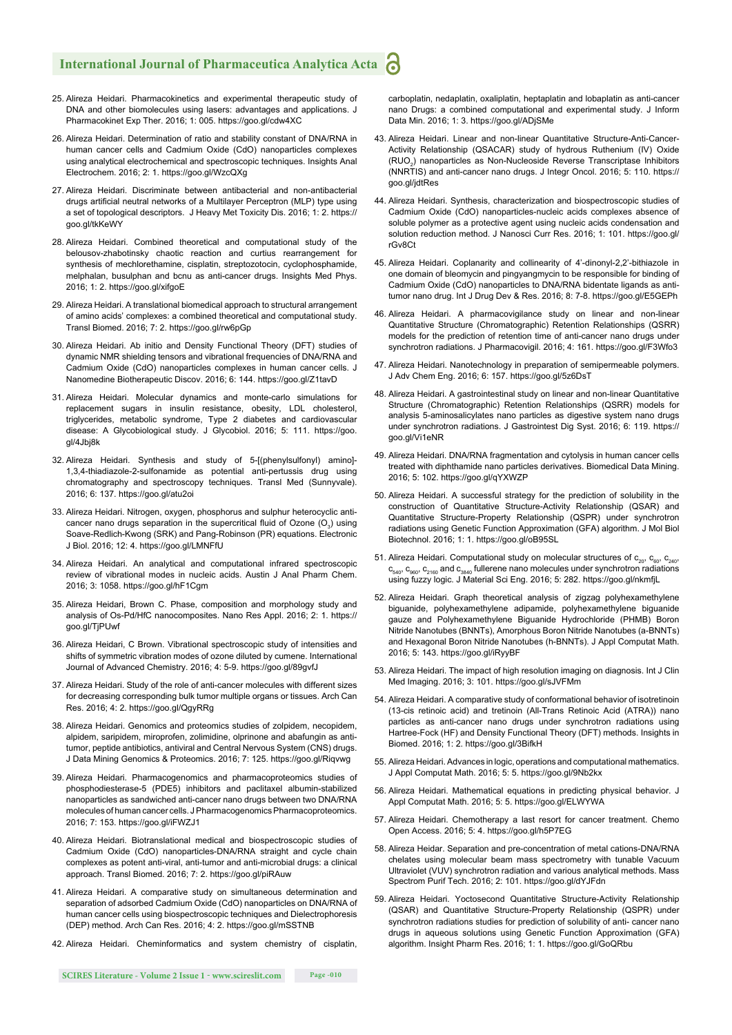25. Alireza Heidari. Pharmacokinetics and experimental therapeutic study of DNA and other biomolecules using lasers: advantages and applications. J Pharmacokinet Exp Ther. 2016; 1: 005. https://goo.gl/cdw4XC

26. Alireza Heidari. Determination of ratio and stability constant of DNA/RNA in human cancer cells and Cadmium Oxide (CdO) nanoparticles complexes using analytical electrochemical and spectroscopic techniques. Insights Anal Electrochem. 2016; 2: 1. https://goo.gl/WzcQXg

27. Alireza Heidari. Discriminate between antibacterial and non-antibacterial drugs artificial neutral networks of a Multilayer Perceptron (MLP) type using a set of topological descriptors. J Heavy Met Toxicity Dis. 2016; 1: 2. https://goo.gl/tkKeWY

28. Alireza Heidari. Combined theoretical and computational study of the belousov-zhabotinsky chaotic reaction and curtius rearrangement for synthesis of mechlorethamine, cisplatin, streptozotocin, cyclophosphamide, melphalan, busulphan and bcnu as anti-cancer drugs. Insights Med Phys. 2016; 1: 2. https://goo.gl/xifgoE

29. Alireza Heidari. A translational biomedical approach to structural arrangement of amino acids' complexes: a combined theoretical and computational study. Transl Biomed. 2016; 7: 2. https://goo.gl/rw6pGp

30. Alireza Heidari. Ab initio and Density Functional Theory (DFT) studies of dynamic NMR shielding tensors and vibrational frequencies of DNA/RNA and Cadmium Oxide (CdO) nanoparticles complexes in human cancer cells. J Nanomedine Biotherapeutic Discov. 2016; 6: 144. https://goo.gl/Z1tavD

31. Alireza Heidari. Molecular dynamics and monte-carlo simulations for replacement sugars in insulin resistance, obesity, LDL cholesterol, triglycerides, metabolic syndrome, Type 2 diabetes and cardiovascular disease: A Glycobiological study. J Glycobiol. 2016; 5: 111. https://goo.gl/4Jbj8k

32. Alireza Heidari. Synthesis and study of 5-[(phenylsulfonyl) amino]-1,3,4-thiadiazole-2-sulfonamide as potential anti-pertussis drug using chromatography and spectroscopy techniques. Transl Med (Sunnyvale). 2016; 6: 137. https://goo.gl/atu2oi

33. Alireza Heidari. Nitrogen, oxygen, phosphorus and sulphur heterocyclic anti-cancer nano drugs separation in the supercritical fluid of Ozone ($O_3$) using Soave-Redlich-Kwong (SRK) and Pang-Robinson (PR) equations. Electronic J Biol. 2016; 12: 4. https://goo.gl/LMNFfU

34. Alireza Heidari. An analytical and computational infrared spectroscopic review of vibrational modes in nucleic acids. Austin J Anal Pharm Chem. 2016; 3: 1058. https://goo.gl/hF1Cgm

35. Alireza Heidari, Brown C. Phase, composition and morphology study and analysis of Os-Pd/HfC nanocomposites. Nano Res Appl. 2016; 2: 1. https://goo.gl/TjPUwf

36. Alireza Heidari, C Brown. Vibrational spectroscopic study of intensities and shifts of symmetric vibration modes of ozone diluted by cumene. International Journal of Advanced Chemistry. 2016; 4: 5-9. https://goo.gl/89gvfJ

37. Alireza Heidari. Study of the role of anti-cancer molecules with different sizes for decreasing corresponding bulk tumor multiple organs or tissues. Arch Can Res. 2016; 4: 2. https://goo.gl/QgyRRg

38. Alireza Heidari. Genomics and proteomics studies of zolpidem, necopidem, alpidem, saripidem, miroprofen, zolimidine, olprinone and abafungin as anti-tumor, peptide antibiotics, antiviral and Central Nervous System (CNS) drugs. J Data Mining Genomics & Proteomics. 2016; 7: 125. https://goo.gl/Riqvwg

39. Alireza Heidari. Pharmacogenomics and pharmacoproteomics studies of phosphodiesterase-5 (PDE5) inhibitors and paclitaxel albumin-stabilized nanoparticles as sandwiched anti-cancer nano drugs between two DNA/RNA molecules of human cancer cells. J Pharmacogenomics Pharmacoproteomics. 2016; 7: 153. https://goo.gl/iFWZJ1

40. Alireza Heidari. Biotranslational medical and biospectroscopic studies of Cadmium Oxide (CdO) nanoparticles-DNA/RNA straight and cycle chain complexes as potent anti-viral, anti-tumor and anti-microbial drugs: a clinical approach. Transl Biomed. 2016; 7: 2. https://goo.gl/piRAuw

41. Alireza Heidari. A comparative study on simultaneous determination and separation of adsorbed Cadmium Oxide (CdO) nanoparticles on DNA/RNA of human cancer cells using biospectroscopic techniques and Dielectrophoresis (DEP) method. Arch Can Res. 2016; 4: 2. https://goo.gl/mSSTNB

42. Alireza Heidari. Cheminformatics and system chemistry of cisplatin, carboplatin, nedaplatin, oxaliplatin, heptaplatin and lobaplatin as anti-cancer nano Drugs: a combined computational and experimental study. J Inform Data Min. 2016; 1: 3. https://goo.gl/ADjSMe

43. Alireza Heidari. Linear and non-linear Quantitative Structure-Anti-Cancer-Activity Relationship (QSACAR) study of hydrous Ruthenium (IV) Oxide ($RUO_2$) nanoparticles as Non-Nucleoside Reverse Transcriptase Inhibitors (NNRTIS) and anti-cancer nano drugs. J Integr Oncol. 2016; 5: 110. https://goo.gl/jdtRes

44. Alireza Heidari. Synthesis, characterization and biospectroscopic studies of Cadmium Oxide (CdO) nanoparticles-nucleic acids complexes absence of soluble polymer as a protective agent using nucleic acids condensation and solution reduction method. J Nanosci Curr Res. 2016; 1: 101. https://goo.gl/rGv8Ct

45. Alireza Heidari. Coplanarity and collinearity of 4'-dinonyl-2,2'-bithiazole in one domain of bleomycin and pingyangmycin to be responsible for binding of Cadmium Oxide (CdO) nanoparticles to DNA/RNA bidentate ligands as anti-tumor nano drug. Int J Drug Dev & Res. 2016; 8: 7-8. https://goo.gl/E5GEPh

46. Alireza Heidari. A pharmacovigilance study on linear and non-linear Quantitative Structure (Chromatographic) Retention Relationships (QSRR) models for the prediction of retention time of anti-cancer nano drugs under synchrotron radiations. J Pharmacovigil. 2016; 4: 161. https://goo.gl/F3Wfo3

47. Alireza Heidari. Nanotechnology in preparation of semipermeable polymers. J Adv Chem Eng. 2016; 6: 157. https://goo.gl/5z6DsT

48. Alireza Heidari. A gastrointestinal study on linear and non-linear Quantitative Structure (Chromatographic) Retention Relationships (QSRR) models for analysis 5-aminosalicylates nano particles as digestive system nano drugs under synchrotron radiations. J Gastrointest Dig Syst. 2016; 6: 119. https://goo.gl/Vi1eNR

49. Alireza Heidari. DNA/RNA fragmentation and cytolysis in human cancer cells treated with diphthamide nano particles derivatives. Biomedical Data Mining. 2016; 5: 102. https://goo.gl/qYXWZP

50. Alireza Heidari. A successful strategy for the prediction of solubility in the construction of Quantitative Structure-Activity Relationship (QSAR) and Quantitative Structure-Property Relationship (QSPR) under synchrotron radiations using Genetic Function Approximation (GFA) algorithm. J Mol Biol Biotechnol. 2016; 1: 1. https://goo.gl/oB95SL

51. Alireza Heidari. Computational study on molecular structures of $c_{20}$, $c_{60}$, $c_{240}$, $c_{540}$, $c_{960}$, $c_{2160}$ and $c_{3840}$ fullerene nano molecules under synchrotron radiations using fuzzy logic. J Material Sci Eng. 2016; 5: 282. https://goo.gl/nkmfjL

52. Alireza Heidari. Graph theoretical analysis of zigzag polyhexamethylene biguanide, polyhexamethylene adipamide, polyhexamethylene biguanide gauze and Polyhexamethylene Biguanide Hydrochloride (PHMB) Boron Nitride Nanotubes (BNNTs), Amorphous Boron Nitride Nanotubes (a-BNNTs) and Hexagonal Boron Nitride Nanotubes (h-BNNTs). J Appl Computat Math. 2016; 5: 143. https://goo.gl/iRyyBF

53. Alireza Heidari. The impact of high resolution imaging on diagnosis. Int J Clin Med Imaging. 2016; 3: 101. https://goo.gl/sJVFMm

54. Alireza Heidari. A comparative study of conformational behavior of isotretinoin (13-cis retinoic acid) and tretinoin (All-Trans Retinoic Acid (ATRA)) nano particles as anti-cancer nano drugs under synchrotron radiations using Hartree-Fock (HF) and Density Functional Theory (DFT) methods. Insights in Biomed. 2016; 1: 2. https://goo.gl/3BifkH

55. Alireza Heidari. Advances in logic, operations and computational mathematics. J Appl Computat Math. 2016; 5: 5. https://goo.gl/9Nb2kx

56. Alireza Heidari. Mathematical equations in predicting physical behavior. J Appl Computat Math. 2016; 5: 5. https://goo.gl/ELWYWA

57. Alireza Heidari. Chemotherapy a last resort for cancer treatment. Chemo Open Access. 2016; 5: 4. https://goo.gl/h5P7EG

58. Alireza Heidar. Separation and pre-concentration of metal cations-DNA/RNA chelates using molecular beam mass spectrometry with tunable Vacuum Ultraviolet (VUV) synchrotron radiation and various analytical methods. Mass Spectrom Purif Tech. 2016; 2: 101. https://goo.gl/dYJFdn

59. Alireza Heidari. Yoctosecond Quantitative Structure-Activity Relationship (QSAR) and Quantitative Structure-Property Relationship (QSPR) under synchrotron radiations studies for prediction of solubility of anti- cancer nano drugs in aqueous solutions using Genetic Function Approximation (GFA) algorithm. Insight Pharm Res. 2016; 1: 1. https://goo.gl/GoQRbu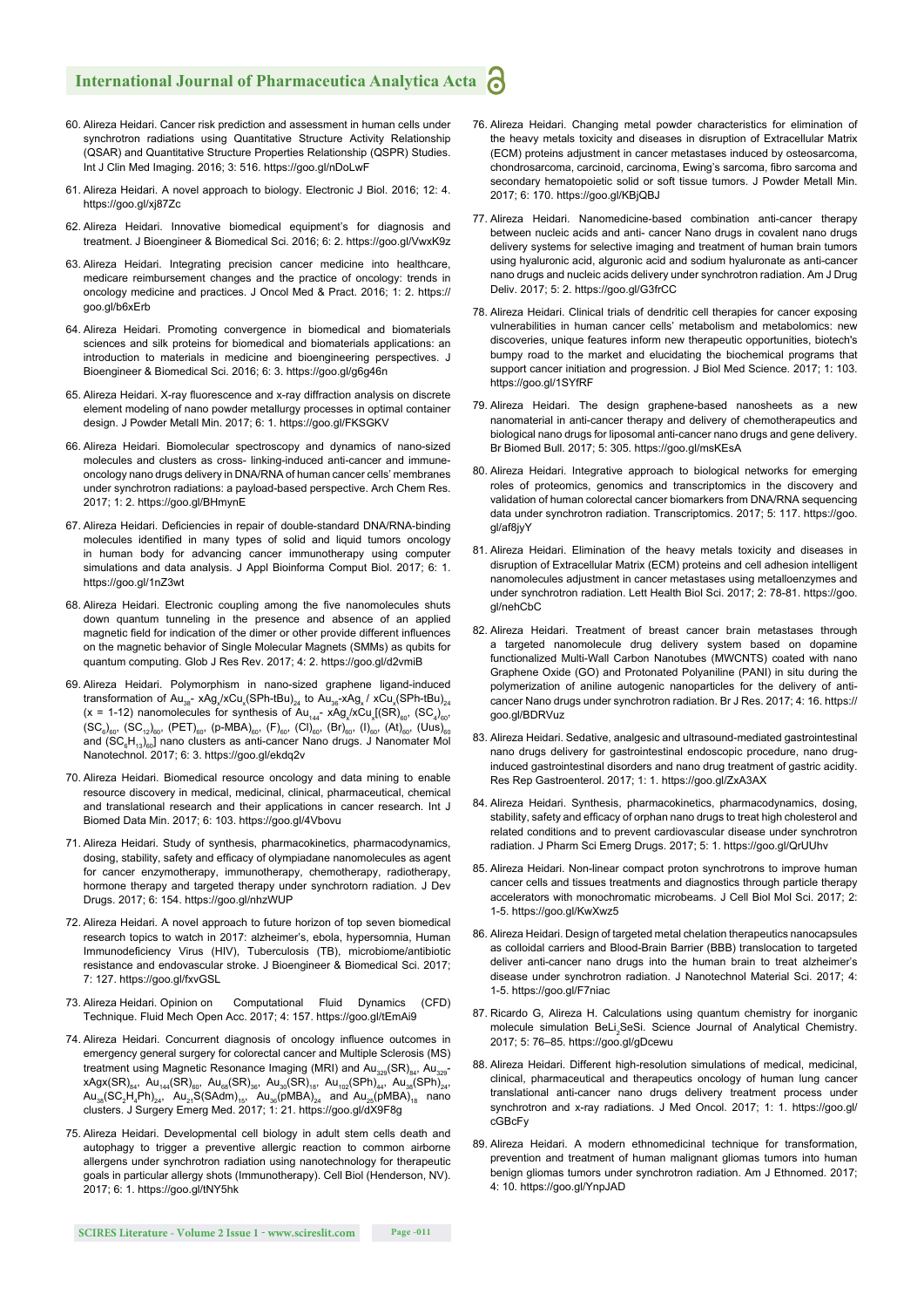60. Alireza Heidari. Cancer risk prediction and assessment in human cells under synchrotron radiations using Quantitative Structure Activity Relationship (QSAR) and Quantitative Structure Properties Relationship (QSPR) Studies. Int J Clin Med Imaging. 2016; 3: 516. https://goo.gl/nDoLwF

61. Alireza Heidari. A novel approach to biology. Electronic J Biol. 2016; 12: 4. https://goo.gl/xj87Zc

62. Alireza Heidari. Innovative biomedical equipment's for diagnosis and treatment. J Bioengineer & Biomedical Sci. 2016; 6: 2. https://goo.gl/VwxK9z

63. Alireza Heidari. Integrating precision cancer medicine into healthcare, medicare reimbursement changes and the practice of oncology: trends in oncology medicine and practices. J Oncol Med & Pract. 2016; 1: 2. https://goo.gl/b6xErb

64. Alireza Heidari. Promoting convergence in biomedical and biomaterials sciences and silk proteins for biomedical and biomaterials applications: an introduction to materials in medicine and bioengineering perspectives. J Bioengineer & Biomedical Sci. 2016; 6: 3. https://goo.gl/g6g46n

65. Alireza Heidari. X-ray fluorescence and x-ray diffraction analysis on discrete element modeling of nano powder metallurgy processes in optimal container design. J Powder Metall Min. 2017; 6: 1. https://goo.gl/FKSGKV

66. Alireza Heidari. Biomolecular spectroscopy and dynamics of nano-sized molecules and clusters as cross- linking-induced anti-cancer and immune-oncology nano drugs delivery in DNA/RNA of human cancer cells' membranes under synchrotron radiations: a payload-based perspective. Arch Chem Res. 2017; 1: 2. https://goo.gl/BHmynE

67. Alireza Heidari. Deficiencies in repair of double-standard DNA/RNA-binding molecules identified in many types of solid and liquid tumors oncology in human body for advancing cancer immunotherapy using computer simulations and data analysis. J Appl Bioinforma Comput Biol. 2017; 6: 1. https://goo.gl/1nZ3wt

68. Alireza Heidari. Electronic coupling among the five nanomolecules shuts down quantum tunneling in the presence and absence of an applied magnetic field for indication of the dimer or other provide different influences on the magnetic behavior of Single Molecular Magnets (SMMs) as qubits for quantum computing. Glob J Res Rev. 2017; 4: 2. https://goo.gl/d2vmiB

69. Alireza Heidari. Polymorphism in nano-sized graphene ligand-induced transformation of $Au_{38}$- $xAg_x/xCu_x(SPh\text{-}tBu)_{24}$ to $Au_{36}$-$xAg_x$ / $xCu_x(SPh\text{-}tBu)_{24}$ (x = 1-12) nanomolecules for synthesis of $Au_{144}$- $xAg_x/xCu_x[(SR)_{60}$, $(SC_4)_{60}$, $(SC_6)_{60}$, $(SC_{12})_{60}$, $(PET)_{60}$, $(p\text{-MBA})_{60}$, $(F)_{60}$, $(Cl)_{60}$, $(Br)_{60}$, $(I)_{60}$, $(At)_{60}$, $(Uus)_{60}$ and $(SC_6H_{13})_{60}]$ nano clusters as anti-cancer Nano drugs. J Nanomater Mol Nanotechnol. 2017; 6: 3. https://goo.gl/ekdq2v

70. Alireza Heidari. Biomedical resource oncology and data mining to enable resource discovery in medical, medicinal, clinical, pharmaceutical, chemical and translational research and their applications in cancer research. Int J Biomed Data Min. 2017; 6: 103. https://goo.gl/4Vbovu

71. Alireza Heidari. Study of synthesis, pharmacokinetics, pharmacodynamics, dosing, stability, safety and efficacy of olympiadane nanomolecules as agent for cancer enzymotherapy, immunotherapy, chemotherapy, radiotherapy, hormone therapy and targeted therapy under synchrotorn radiation. J Dev Drugs. 2017; 6: 154. https://goo.gl/nhzWUP

72. Alireza Heidari. A novel approach to future horizon of top seven biomedical research topics to watch in 2017: alzheimer's, ebola, hypersomnia, Human Immunodeficiency Virus (HIV), Tuberculosis (TB), microbiome/antibiotic resistance and endovascular stroke. J Bioengineer & Biomedical Sci. 2017; 7: 127. https://goo.gl/fxvGSL

73. Alireza Heidari. Opinion on Computational Fluid Dynamics (CFD) Technique. Fluid Mech Open Acc. 2017; 4: 157. https://goo.gl/tEmAi9

74. Alireza Heidari. Concurrent diagnosis of oncology influence outcomes in emergency general surgery for colorectal cancer and Multiple Sclerosis (MS) treatment using Magnetic Resonance Imaging (MRI) and $Au_{329}(SR)_{84}$, $Au_{329}$-$xAgx(SR)_{84}$, $Au_{144}(SR)_{60}$, $Au_{68}(SR)_{36}$, $Au_{30}(SR)_{18}$, $Au_{102}(SPh)_{44}$, $Au_{38}(SPh)_{24}$, $Au_{38}(SC_2H_4Ph)_{24}$, $Au_{21}S(SAdm)_{15}$, $Au_{36}(pMBA)_{24}$ and $Au_{25}(pMBA)_{18}$ nano clusters. J Surgery Emerg Med. 2017; 1: 21. https://goo.gl/dX9F8g

75. Alireza Heidari. Developmental cell biology in adult stem cells death and autophagy to trigger a preventive allergic reaction to common airborne allergens under synchrotron radiation using nanotechnology for therapeutic goals in particular allergy shots (Immunotherapy). Cell Biol (Henderson, NV). 2017; 6: 1. https://goo.gl/tNY5hk

76. Alireza Heidari. Changing metal powder characteristics for elimination of the heavy metals toxicity and diseases in disruption of Extracellular Matrix (ECM) proteins adjustment in cancer metastases induced by osteosarcoma, chondrosarcoma, carcinoid, carcinoma, Ewing's sarcoma, fibro sarcoma and secondary hematopoietic solid or soft tissue tumors. J Powder Metall Min. 2017; 6: 170. https://goo.gl/KBjQBJ

77. Alireza Heidari. Nanomedicine-based combination anti-cancer therapy between nucleic acids and anti- cancer Nano drugs in covalent nano drugs delivery systems for selective imaging and treatment of human brain tumors using hyaluronic acid, alguronic acid and sodium hyaluronate as anti-cancer nano drugs and nucleic acids delivery under synchrotron radiation. Am J Drug Deliv. 2017; 5: 2. https://goo.gl/G3frCC

78. Alireza Heidari. Clinical trials of dendritic cell therapies for cancer exposing vulnerabilities in human cancer cells' metabolism and metabolomics: new discoveries, unique features inform new therapeutic opportunities, biotech's bumpy road to the market and elucidating the biochemical programs that support cancer initiation and progression. J Biol Med Science. 2017; 1: 103. https://goo.gl/1SYfRF

79. Alireza Heidari. The design graphene-based nanosheets as a new nanomaterial in anti-cancer therapy and delivery of chemotherapeutics and biological nano drugs for liposomal anti-cancer nano drugs and gene delivery. Br Biomed Bull. 2017; 5: 305. https://goo.gl/msKEsA

80. Alireza Heidari. Integrative approach to biological networks for emerging roles of proteomics, genomics and transcriptomics in the discovery and validation of human colorectal cancer biomarkers from DNA/RNA sequencing data under synchrotron radiation. Transcriptomics. 2017; 5: 117. https://goo.gl/af8jyY

81. Alireza Heidari. Elimination of the heavy metals toxicity and diseases in disruption of Extracellular Matrix (ECM) proteins and cell adhesion intelligent nanomolecules adjustment in cancer metastases using metalloenzymes and under synchrotron radiation. Lett Health Biol Sci. 2017; 2: 78-81. https://goo.gl/nehCbC

82. Alireza Heidari. Treatment of breast cancer brain metastases through a targeted nanomolecule drug delivery system based on dopamine functionalized Multi-Wall Carbon Nanotubes (MWCNTS) coated with nano Graphene Oxide (GO) and Protonated Polyaniline (PANI) in situ during the polymerization of aniline autogenic nanoparticles for the delivery of anti-cancer Nano drugs under synchrotron radiation. Br J Res. 2017; 4: 16. https://goo.gl/BDRVuz

83. Alireza Heidari. Sedative, analgesic and ultrasound-mediated gastrointestinal nano drugs delivery for gastrointestinal endoscopic procedure, nano drug-induced gastrointestinal disorders and nano drug treatment of gastric acidity. Res Rep Gastroenterol. 2017; 1: 1. https://goo.gl/ZxA3AX

84. Alireza Heidari. Synthesis, pharmacokinetics, pharmacodynamics, dosing, stability, safety and efficacy of orphan nano drugs to treat high cholesterol and related conditions and to prevent cardiovascular disease under synchrotron radiation. J Pharm Sci Emerg Drugs. 2017; 5: 1. https://goo.gl/QrUUhv

85. Alireza Heidari. Non-linear compact proton synchrotrons to improve human cancer cells and tissues treatments and diagnostics through particle therapy accelerators with monochromatic microbeams. J Cell Biol Mol Sci. 2017; 2: 1-5. https://goo.gl/KwXwz5

86. Alireza Heidari. Design of targeted metal chelation therapeutics nanocapsules as colloidal carriers and Blood-Brain Barrier (BBB) translocation to targeted deliver anti-cancer nano drugs into the human brain to treat alzheimer's disease under synchrotron radiation. J Nanotechnol Material Sci. 2017; 4: 1-5. https://goo.gl/F7niac

87. Ricardo G, Alireza H. Calculations using quantum chemistry for inorganic molecule simulation $BeLi_2SeSi$. Science Journal of Analytical Chemistry. 2017; 5: 76–85. https://goo.gl/gDcewu

88. Alireza Heidari. Different high-resolution simulations of medical, medicinal, clinical, pharmaceutical and therapeutics oncology of human lung cancer translational anti-cancer nano drugs delivery treatment process under synchrotron and x-ray radiations. J Med Oncol. 2017; 1: 1. https://goo.gl/cGBcFy

89. Alireza Heidari. A modern ethnomedicinal technique for transformation, prevention and treatment of human malignant gliomas tumors into human benign gliomas tumors under synchrotron radiation. Am J Ethnomed. 2017; 4: 10. https://goo.gl/YnpJAD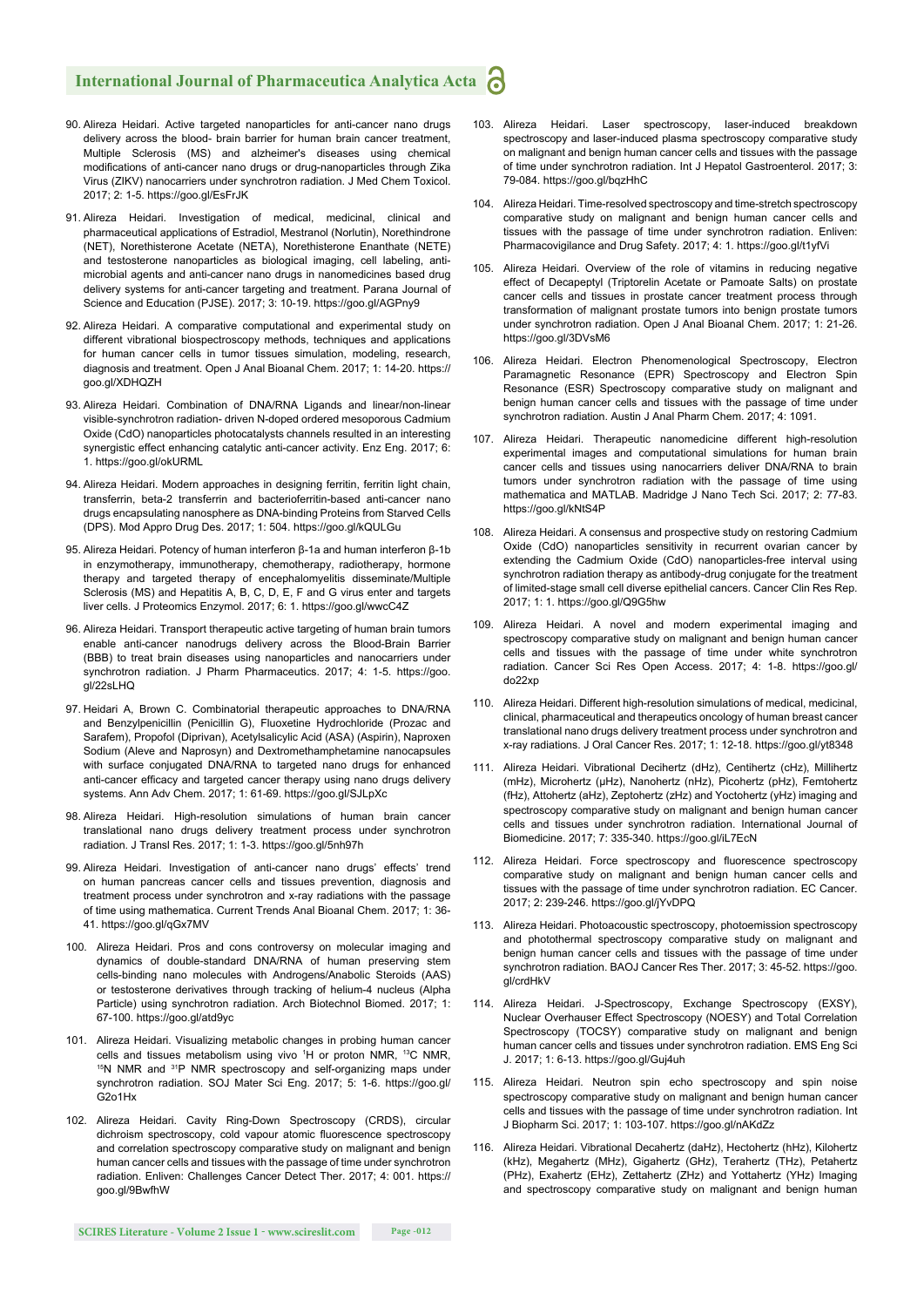90. Alireza Heidari. Active targeted nanoparticles for anti-cancer nano drugs delivery across the blood- brain barrier for human brain cancer treatment, Multiple Sclerosis (MS) and alzheimer's diseases using chemical modifications of anti-cancer nano drugs or drug-nanoparticles through Zika Virus (ZIKV) nanocarriers under synchrotron radiation. J Med Chem Toxicol. 2017; 2: 1-5. https://goo.gl/EsFrJK

91. Alireza Heidari. Investigation of medical, medicinal, clinical and pharmaceutical applications of Estradiol, Mestranol (Norlutin), Norethindrone (NET), Norethisterone Acetate (NETA), Norethisterone Enanthate (NETE) and testosterone nanoparticles as biological imaging, cell labeling, anti-microbial agents and anti-cancer nano drugs in nanomedicines based drug delivery systems for anti-cancer targeting and treatment. Parana Journal of Science and Education (PJSE). 2017; 3: 10-19. https://goo.gl/AGPny9

92. Alireza Heidari. A comparative computational and experimental study on different vibrational biospectroscopy methods, techniques and applications for human cancer cells in tumor tissues simulation, modeling, research, diagnosis and treatment. Open J Anal Bioanal Chem. 2017; 1: 14-20. https://goo.gl/XDHQZH

93. Alireza Heidari. Combination of DNA/RNA Ligands and linear/non-linear visible-synchrotron radiation- driven N-doped ordered mesoporous Cadmium Oxide (CdO) nanoparticles photocatalysts channels resulted in an interesting synergistic effect enhancing catalytic anti-cancer activity. Enz Eng. 2017; 6: 1. https://goo.gl/okURML

94. Alireza Heidari. Modern approaches in designing ferritin, ferritin light chain, transferrin, beta-2 transferrin and bacterioferritin-based anti-cancer nano drugs encapsulating nanosphere as DNA-binding Proteins from Starved Cells (DPS). Mod Appro Drug Des. 2017; 1: 504. https://goo.gl/kQULGu

95. Alireza Heidari. Potency of human interferon β-1a and human interferon β-1b in enzymotherapy, immunotherapy, chemotherapy, radiotherapy, hormone therapy and targeted therapy of encephalomyelitis disseminate/Multiple Sclerosis (MS) and Hepatitis A, B, C, D, E, F and G virus enter and targets liver cells. J Proteomics Enzymol. 2017; 6: 1. https://goo.gl/wwcC4Z

96. Alireza Heidari. Transport therapeutic active targeting of human brain tumors enable anti-cancer nanodrugs delivery across the Blood-Brain Barrier (BBB) to treat brain diseases using nanoparticles and nanocarriers under synchrotron radiation. J Pharm Pharmaceutics. 2017; 4: 1-5. https://goo.gl/22sLHQ

97. Heidari A, Brown C. Combinatorial therapeutic approaches to DNA/RNA and Benzylpenicillin (Penicillin G), Fluoxetine Hydrochloride (Prozac and Sarafem), Propofol (Diprivan), Acetylsalicylic Acid (ASA) (Aspirin), Naproxen Sodium (Aleve and Naprosyn) and Dextromethamphetamine nanocapsules with surface conjugated DNA/RNA to targeted nano drugs for enhanced anti-cancer efficacy and targeted cancer therapy using nano drugs delivery systems. Ann Adv Chem. 2017; 1: 61-69. https://goo.gl/SJLpXc

98. Alireza Heidari. High-resolution simulations of human brain cancer translational nano drugs delivery treatment process under synchrotron radiation. J Transl Res. 2017; 1: 1-3. https://goo.gl/5nh97h

99. Alireza Heidari. Investigation of anti-cancer nano drugs' effects' trend on human pancreas cancer cells and tissues prevention, diagnosis and treatment process under synchrotron and x-ray radiations with the passage of time using mathematica. Current Trends Anal Bioanal Chem. 2017; 1: 36-41. https://goo.gl/qGx7MV

100. Alireza Heidari. Pros and cons controversy on molecular imaging and dynamics of double-standard DNA/RNA of human preserving stem cells-binding nano molecules with Androgens/Anabolic Steroids (AAS) or testosterone derivatives through tracking of helium-4 nucleus (Alpha Particle) using synchrotron radiation. Arch Biotechnol Biomed. 2017; 1: 67-100. https://goo.gl/atd9yc

101. Alireza Heidari. Visualizing metabolic changes in probing human cancer cells and tissues metabolism using vivo $^{1}H$ or proton NMR, $^{13}C$ NMR, $^{15}N$ NMR and $^{31}P$ NMR spectroscopy and self-organizing maps under synchrotron radiation. SOJ Mater Sci Eng. 2017; 5: 1-6. https://goo.gl/G2o1Hx

102. Alireza Heidari. Cavity Ring-Down Spectroscopy (CRDS), circular dichroism spectroscopy, cold vapour atomic fluorescence spectroscopy and correlation spectroscopy comparative study on malignant and benign human cancer cells and tissues with the passage of time under synchrotron radiation. Enliven: Challenges Cancer Detect Ther. 2017; 4: 001. https://goo.gl/9BwfhW

103. Alireza Heidari. Laser spectroscopy, laser-induced breakdown spectroscopy and laser-induced plasma spectroscopy comparative study on malignant and benign human cancer cells and tissues with the passage of time under synchrotron radiation. Int J Hepatol Gastroenterol. 2017; 3: 79-084. https://goo.gl/bqzHhC

104. Alireza Heidari. Time-resolved spectroscopy and time-stretch spectroscopy comparative study on malignant and benign human cancer cells and tissues with the passage of time under synchrotron radiation. Enliven: Pharmacovigilance and Drug Safety. 2017; 4: 1. https://goo.gl/t1yfVi

105. Alireza Heidari. Overview of the role of vitamins in reducing negative effect of Decapeptyl (Triptorelin Acetate or Pamoate Salts) on prostate cancer cells and tissues in prostate cancer treatment process through transformation of malignant prostate tumors into benign prostate tumors under synchrotron radiation. Open J Anal Bioanal Chem. 2017; 1: 21-26. https://goo.gl/3DVsM6

106. Alireza Heidari. Electron Phenomenological Spectroscopy, Electron Paramagnetic Resonance (EPR) Spectroscopy and Electron Spin Resonance (ESR) Spectroscopy comparative study on malignant and benign human cancer cells and tissues with the passage of time under synchrotron radiation. Austin J Anal Pharm Chem. 2017; 4: 1091.

107. Alireza Heidari. Therapeutic nanomedicine different high-resolution experimental images and computational simulations for human brain cancer cells and tissues using nanocarriers deliver DNA/RNA to brain tumors under synchrotron radiation with the passage of time using mathematica and MATLAB. Madridge J Nano Tech Sci. 2017; 2: 77-83. https://goo.gl/kNtS4P

108. Alireza Heidari. A consensus and prospective study on restoring Cadmium Oxide (CdO) nanoparticles sensitivity in recurrent ovarian cancer by extending the Cadmium Oxide (CdO) nanoparticles-free interval using synchrotron radiation therapy as antibody-drug conjugate for the treatment of limited-stage small cell diverse epithelial cancers. Cancer Clin Res Rep. 2017; 1: 1. https://goo.gl/Q9G5hw

109. Alireza Heidari. A novel and modern experimental imaging and spectroscopy comparative study on malignant and benign human cancer cells and tissues with the passage of time under white synchrotron radiation. Cancer Sci Res Open Access. 2017; 4: 1-8. https://goo.gl/do22xp

110. Alireza Heidari. Different high-resolution simulations of medical, medicinal, clinical, pharmaceutical and therapeutics oncology of human breast cancer translational nano drugs delivery treatment process under synchrotron and x-ray radiations. J Oral Cancer Res. 2017; 1: 12-18. https://goo.gl/yt8348

111. Alireza Heidari. Vibrational Decihertz (dHz), Centihertz (cHz), Millihertz (mHz), Microhertz (μHz), Nanohertz (nHz), Picohertz (pHz), Femtohertz (fHz), Attohertz (aHz), Zeptohertz (zHz) and Yoctohertz (yHz) imaging and spectroscopy comparative study on malignant and benign human cancer cells and tissues under synchrotron radiation. International Journal of Biomedicine. 2017; 7: 335-340. https://goo.gl/iL7EcN

112. Alireza Heidari. Force spectroscopy and fluorescence spectroscopy comparative study on malignant and benign human cancer cells and tissues with the passage of time under synchrotron radiation. EC Cancer. 2017; 2: 239-246. https://goo.gl/jYvDPQ

113. Alireza Heidari. Photoacoustic spectroscopy, photoemission spectroscopy and photothermal spectroscopy comparative study on malignant and benign human cancer cells and tissues with the passage of time under synchrotron radiation. BAOJ Cancer Res Ther. 2017; 3: 45-52. https://goo.gl/crdHkV

114. Alireza Heidari. J-Spectroscopy, Exchange Spectroscopy (EXSY), Nuclear Overhauser Effect Spectroscopy (NOESY) and Total Correlation Spectroscopy (TOCSY) comparative study on malignant and benign human cancer cells and tissues under synchrotron radiation. EMS Eng Sci J. 2017; 1: 6-13. https://goo.gl/Guj4uh

115. Alireza Heidari. Neutron spin echo spectroscopy and spin noise spectroscopy comparative study on malignant and benign human cancer cells and tissues with the passage of time under synchrotron radiation. Int J Biopharm Sci. 2017; 1: 103-107. https://goo.gl/nAKdZz

116. Alireza Heidari. Vibrational Decahertz (daHz), Hectohertz (hHz), Kilohertz (kHz), Megahertz (MHz), Gigahertz (GHz), Terahertz (THz), Petahertz (PHz), Exahertz (EHz), Zettahertz (ZHz) and Yottahertz (YHz) Imaging and spectroscopy comparative study on malignant and benign human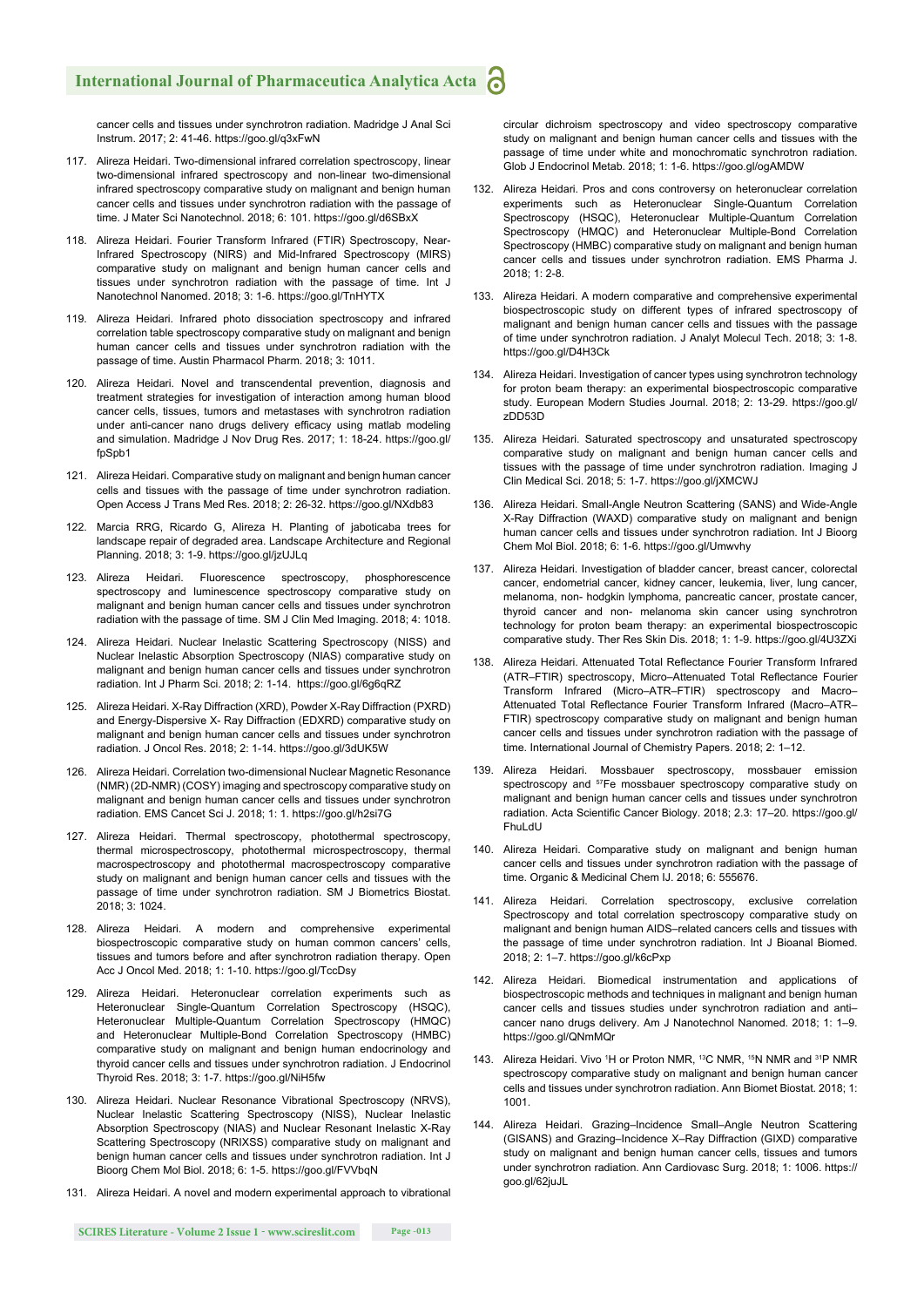cancer cells and tissues under synchrotron radiation. Madridge J Anal Sci Instrum. 2017; 2: 41-46. https://goo.gl/q3xFwN

117. Alireza Heidari. Two-dimensional infrared correlation spectroscopy, linear two-dimensional infrared spectroscopy and non-linear two-dimensional infrared spectroscopy comparative study on malignant and benign human cancer cells and tissues under synchrotron radiation with the passage of time. J Mater Sci Nanotechnol. 2018; 6: 101. https://goo.gl/d6SBxX

118. Alireza Heidari. Fourier Transform Infrared (FTIR) Spectroscopy, Near-Infrared Spectroscopy (NIRS) and Mid-Infrared Spectroscopy (MIRS) comparative study on malignant and benign human cancer cells and tissues under synchrotron radiation with the passage of time. Int J Nanotechnol Nanomed. 2018; 3: 1-6. https://goo.gl/TnHYTX

119. Alireza Heidari. Infrared photo dissociation spectroscopy and infrared correlation table spectroscopy comparative study on malignant and benign human cancer cells and tissues under synchrotron radiation with the passage of time. Austin Pharmacol Pharm. 2018; 3: 1011.

120. Alireza Heidari. Novel and transcendental prevention, diagnosis and treatment strategies for investigation of interaction among human blood cancer cells, tissues, tumors and metastases with synchrotron radiation under anti-cancer nano drugs delivery efficacy using matlab modeling and simulation. Madridge J Nov Drug Res. 2017; 1: 18-24. https://goo.gl/fpSpb1

121. Alireza Heidari. Comparative study on malignant and benign human cancer cells and tissues with the passage of time under synchrotron radiation. Open Access J Trans Med Res. 2018; 2: 26-32. https://goo.gl/NXdb83

122. Marcia RRG, Ricardo G, Alireza H. Planting of jaboticaba trees for landscape repair of degraded area. Landscape Architecture and Regional Planning. 2018; 3: 1-9. https://goo.gl/jzUJLq

123. Alireza Heidari. Fluorescence spectroscopy, phosphorescence spectroscopy and luminescence spectroscopy comparative study on malignant and benign human cancer cells and tissues under synchrotron radiation with the passage of time. SM J Clin Med Imaging. 2018; 4: 1018.

124. Alireza Heidari. Nuclear Inelastic Scattering Spectroscopy (NISS) and Nuclear Inelastic Absorption Spectroscopy (NIAS) comparative study on malignant and benign human cancer cells and tissues under synchrotron radiation. Int J Pharm Sci. 2018; 2: 1-14. https://goo.gl/6g6qRZ

125. Alireza Heidari. X-Ray Diffraction (XRD), Powder X-Ray Diffraction (PXRD) and Energy-Dispersive X- Ray Diffraction (EDXRD) comparative study on malignant and benign human cancer cells and tissues under synchrotron radiation. J Oncol Res. 2018; 2: 1-14. https://goo.gl/3dUK5W

126. Alireza Heidari. Correlation two-dimensional Nuclear Magnetic Resonance (NMR) (2D-NMR) (COSY) imaging and spectroscopy comparative study on malignant and benign human cancer cells and tissues under synchrotron radiation. EMS Cancet Sci J. 2018; 1: 1. https://goo.gl/h2si7G

127. Alireza Heidari. Thermal spectroscopy, photothermal spectroscopy, thermal microspectroscopy, photothermal microspectroscopy, thermal macrospectroscopy and photothermal macrospectroscopy comparative study on malignant and benign human cancer cells and tissues with the passage of time under synchrotron radiation. SM J Biometrics Biostat. 2018; 3: 1024.

128. Alireza Heidari. A modern and comprehensive experimental biospectroscopic comparative study on human common cancers' cells, tissues and tumors before and after synchrotron radiation therapy. Open Acc J Oncol Med. 2018; 1: 1-10. https://goo.gl/TccDsy

129. Alireza Heidari. Heteronuclear correlation experiments such as Heteronuclear Single-Quantum Correlation Spectroscopy (HSQC), Heteronuclear Multiple-Quantum Correlation Spectroscopy (HMQC) and Heteronuclear Multiple-Bond Correlation Spectroscopy (HMBC) comparative study on malignant and benign human endocrinology and thyroid cancer cells and tissues under synchrotron radiation. J Endocrinol Thyroid Res. 2018; 3: 1-7. https://goo.gl/NiH5fw

130. Alireza Heidari. Nuclear Resonance Vibrational Spectroscopy (NRVS), Nuclear Inelastic Scattering Spectroscopy (NISS), Nuclear Inelastic Absorption Spectroscopy (NIAS) and Nuclear Resonant Inelastic X-Ray Scattering Spectroscopy (NRIXSS) comparative study on malignant and benign human cancer cells and tissues under synchrotron radiation. Int J Bioorg Chem Mol Biol. 2018; 6: 1-5. https://goo.gl/FVVbqN

131. Alireza Heidari. A novel and modern experimental approach to vibrational circular dichroism spectroscopy and video spectroscopy comparative study on malignant and benign human cancer cells and tissues with the passage of time under white and monochromatic synchrotron radiation. Glob J Endocrinol Metab. 2018; 1: 1-6. https://goo.gl/ogAMDW

132. Alireza Heidari. Pros and cons controversy on heteronuclear correlation experiments such as Heteronuclear Single-Quantum Correlation Spectroscopy (HSQC), Heteronuclear Multiple-Quantum Correlation Spectroscopy (HMQC) and Heteronuclear Multiple-Bond Correlation Spectroscopy (HMBC) comparative study on malignant and benign human cancer cells and tissues under synchrotron radiation. EMS Pharma J. 2018; 1: 2-8.

133. Alireza Heidari. A modern comparative and comprehensive experimental biospectroscopic study on different types of infrared spectroscopy of malignant and benign human cancer cells and tissues with the passage of time under synchrotron radiation. J Analyt Molecul Tech. 2018; 3: 1-8. https://goo.gl/D4H3Ck

134. Alireza Heidari. Investigation of cancer types using synchrotron technology for proton beam therapy: an experimental biospectroscopic comparative study. European Modern Studies Journal. 2018; 2: 13-29. https://goo.gl/zDD53D

135. Alireza Heidari. Saturated spectroscopy and unsaturated spectroscopy comparative study on malignant and benign human cancer cells and tissues with the passage of time under synchrotron radiation. Imaging J Clin Medical Sci. 2018; 5: 1-7. https://goo.gl/jXMCWJ

136. Alireza Heidari. Small-Angle Neutron Scattering (SANS) and Wide-Angle X-Ray Diffraction (WAXD) comparative study on malignant and benign human cancer cells and tissues under synchrotron radiation. Int J Bioorg Chem Mol Biol. 2018; 6: 1-6. https://goo.gl/Umwvhy

137. Alireza Heidari. Investigation of bladder cancer, breast cancer, colorectal cancer, endometrial cancer, kidney cancer, leukemia, liver, lung cancer, melanoma, non- hodgkin lymphoma, pancreatic cancer, prostate cancer, thyroid cancer and non- melanoma skin cancer using synchrotron technology for proton beam therapy: an experimental biospectroscopic comparative study. Ther Res Skin Dis. 2018; 1: 1-9. https://goo.gl/4U3ZXi

138. Alireza Heidari. Attenuated Total Reflectance Fourier Transform Infrared (ATR–FTIR) spectroscopy, Micro–Attenuated Total Reflectance Fourier Transform Infrared (Micro–ATR–FTIR) spectroscopy and Macro–Attenuated Total Reflectance Fourier Transform Infrared (Macro–ATR–FTIR) spectroscopy comparative study on malignant and benign human cancer cells and tissues under synchrotron radiation with the passage of time. International Journal of Chemistry Papers. 2018; 2: 1–12.

139. Alireza Heidari. Mossbauer spectroscopy, mossbauer emission spectroscopy and $^{57}Fe$ mossbauer spectroscopy comparative study on malignant and benign human cancer cells and tissues under synchrotron radiation. Acta Scientific Cancer Biology. 2018; 2.3: 17–20. https://goo.gl/FhuLdU

140. Alireza Heidari. Comparative study on malignant and benign human cancer cells and tissues under synchrotron radiation with the passage of time. Organic & Medicinal Chem IJ. 2018; 6: 555676.

141. Alireza Heidari. Correlation spectroscopy, exclusive correlation Spectroscopy and total correlation spectroscopy comparative study on malignant and benign human AIDS–related cancers cells and tissues with the passage of time under synchrotron radiation. Int J Bioanal Biomed. 2018; 2: 1–7. https://goo.gl/k6cPxp

142. Alireza Heidari. Biomedical instrumentation and applications of biospectroscopic methods and techniques in malignant and benign human cancer cells and tissues studies under synchrotron radiation and anti–cancer nano drugs delivery. Am J Nanotechnol Nanomed. 2018; 1: 1–9. https://goo.gl/QNmMQr

143. Alireza Heidari. Vivo $^{1}H$ or Proton NMR, $^{13}C$ NMR, $^{15}N$ NMR and $^{31}P$ NMR spectroscopy comparative study on malignant and benign human cancer cells and tissues under synchrotron radiation. Ann Biomet Biostat. 2018; 1: 1001.

144. Alireza Heidari. Grazing–Incidence Small–Angle Neutron Scattering (GISANS) and Grazing–Incidence X–Ray Diffraction (GIXD) comparative study on malignant and benign human cancer cells, tissues and tumors under synchrotron radiation. Ann Cardiovasc Surg. 2018; 1: 1006. https://goo.gl/62juJL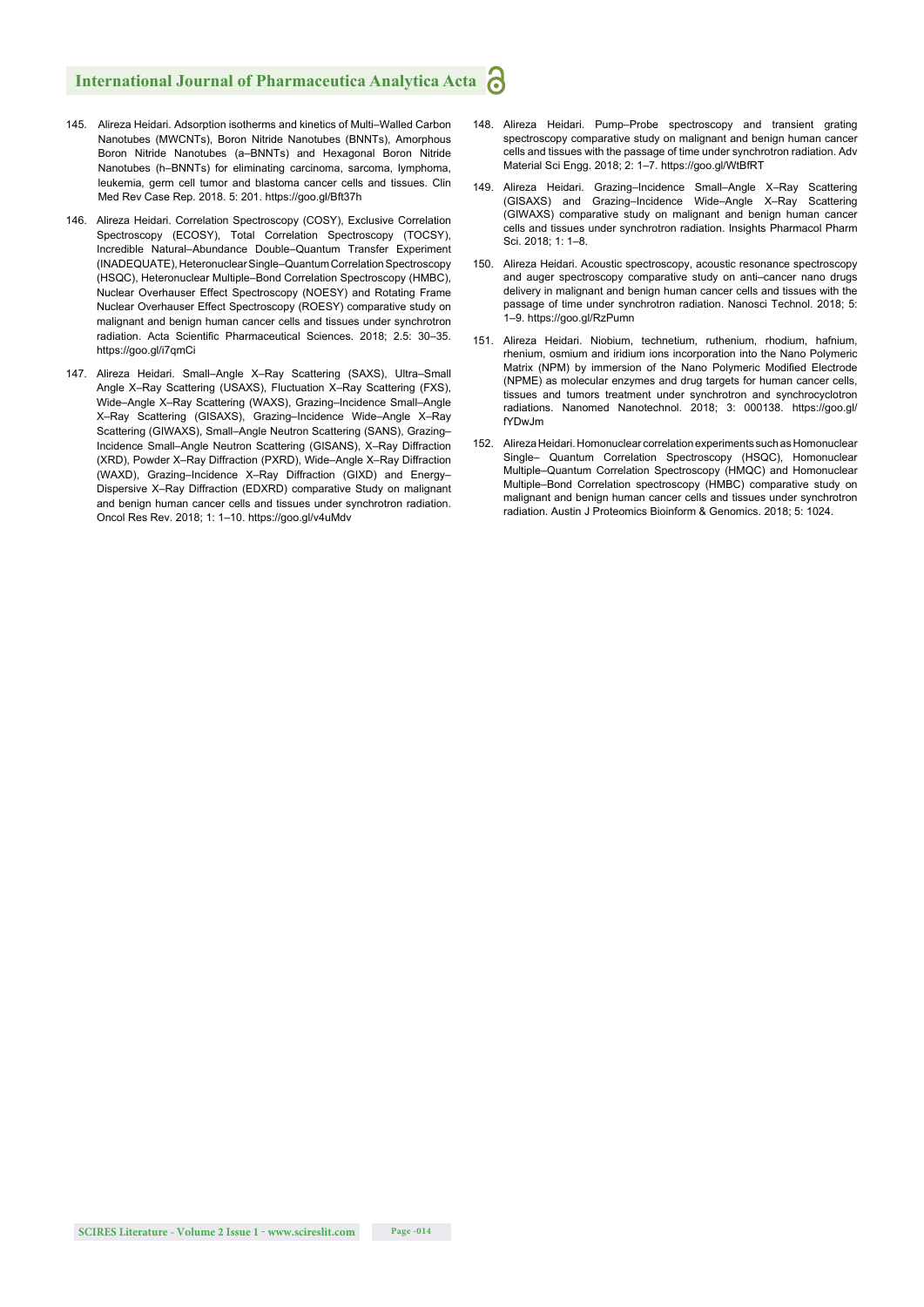145. Alireza Heidari. Adsorption isotherms and kinetics of Multi–Walled Carbon Nanotubes (MWCNTs), Boron Nitride Nanotubes (BNNTs), Amorphous Boron Nitride Nanotubes (a–BNNTs) and Hexagonal Boron Nitride Nanotubes (h–BNNTs) for eliminating carcinoma, sarcoma, lymphoma, leukemia, germ cell tumor and blastoma cancer cells and tissues. Clin Med Rev Case Rep. 2018. 5: 201. https://goo.gl/Bft37h

146. Alireza Heidari. Correlation Spectroscopy (COSY), Exclusive Correlation Spectroscopy (ECOSY), Total Correlation Spectroscopy (TOCSY), Incredible Natural–Abundance Double–Quantum Transfer Experiment (INADEQUATE), Heteronuclear Single–Quantum Correlation Spectroscopy (HSQC), Heteronuclear Multiple–Bond Correlation Spectroscopy (HMBC), Nuclear Overhauser Effect Spectroscopy (NOESY) and Rotating Frame Nuclear Overhauser Effect Spectroscopy (ROESY) comparative study on malignant and benign human cancer cells and tissues under synchrotron radiation. Acta Scientific Pharmaceutical Sciences. 2018; 2.5: 30–35. https://goo.gl/i7qmCi

147. Alireza Heidari. Small–Angle X–Ray Scattering (SAXS), Ultra–Small Angle X–Ray Scattering (USAXS), Fluctuation X–Ray Scattering (FXS), Wide–Angle X–Ray Scattering (WAXS), Grazing–Incidence Small–Angle X–Ray Scattering (GISAXS), Grazing–Incidence Wide–Angle X–Ray Scattering (GIWAXS), Small–Angle Neutron Scattering (SANS), Grazing–Incidence Small–Angle Neutron Scattering (GISANS), X–Ray Diffraction (XRD), Powder X–Ray Diffraction (PXRD), Wide–Angle X–Ray Diffraction (WAXD), Grazing–Incidence X–Ray Diffraction (GIXD) and Energy–Dispersive X–Ray Diffraction (EDXRD) comparative Study on malignant and benign human cancer cells and tissues under synchrotron radiation. Oncol Res Rev. 2018; 1: 1–10. https://goo.gl/v4uMdv

148. Alireza Heidari. Pump–Probe spectroscopy and transient grating spectroscopy comparative study on malignant and benign human cancer cells and tissues with the passage of time under synchrotron radiation. Adv Material Sci Engg. 2018; 2: 1–7. https://goo.gl/WtBfRT

149. Alireza Heidari. Grazing–Incidence Small–Angle X–Ray Scattering (GISAXS) and Grazing–Incidence Wide–Angle X–Ray Scattering (GIWAXS) comparative study on malignant and benign human cancer cells and tissues under synchrotron radiation. Insights Pharmacol Pharm Sci. 2018; 1: 1–8.

150. Alireza Heidari. Acoustic spectroscopy, acoustic resonance spectroscopy and auger spectroscopy comparative study on anti–cancer nano drugs delivery in malignant and benign human cancer cells and tissues with the passage of time under synchrotron radiation. Nanosci Technol. 2018; 5: 1–9. https://goo.gl/RzPumn

151. Alireza Heidari. Niobium, technetium, ruthenium, rhodium, hafnium, rhenium, osmium and iridium ions incorporation into the Nano Polymeric Matrix (NPM) by immersion of the Nano Polymeric Modified Electrode (NPME) as molecular enzymes and drug targets for human cancer cells, tissues and tumors treatment under synchrotron and synchrocyclotron radiations. Nanomed Nanotechnol. 2018; 3: 000138. https://goo.gl/fYDwJm

152. Alireza Heidari. Homonuclear correlation experiments such as Homonuclear Single– Quantum Correlation Spectroscopy (HSQC), Homonuclear Multiple–Quantum Correlation Spectroscopy (HMQC) and Homonuclear Multiple–Bond Correlation spectroscopy (HMBC) comparative study on malignant and benign human cancer cells and tissues under synchrotron radiation. Austin J Proteomics Bioinform & Genomics. 2018; 5: 1024.